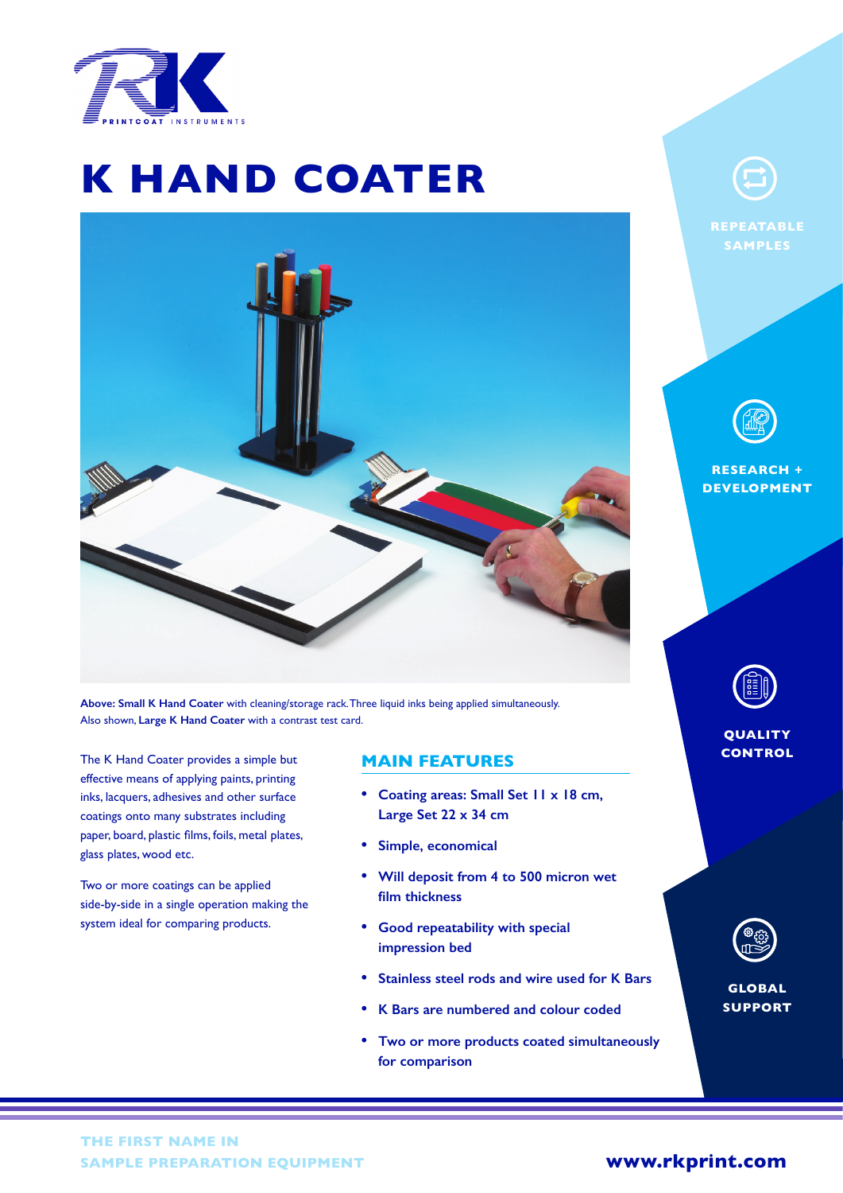# K HAND COATER

**Above: Small K Hand Coater** with cleaning/storage rack. Three liquid inks being applied simultaneously.
Also shown, **Large K Hand Coater** with a contrast test card.

The K Hand Coater provides a simple but effective means of applying paints, printing inks, lacquers, adhesives and other surface coatings onto many substrates including paper, board, plastic films, foils, metal plates, glass plates, wood etc.

Two or more coatings can be applied side-by-side in a single operation making the system ideal for comparing products.

## MAIN FEATURES

- Coating areas: Small Set 11 x 18 cm, Large Set 22 x 34 cm
- Simple, economical
- Will deposit from 4 to 500 micron wet film thickness
- Good repeatability with special impression bed
- Stainless steel rods and wire used for K Bars
- K Bars are numbered and colour coded
- Two or more products coated simultaneously for comparison

REPEATABLE SAMPLES

RESEARCH + DEVELOPMENT

QUALITY CONTROL

GLOBAL SUPPORT

THE FIRST NAME IN SAMPLE PREPARATION EQUIPMENT

www.rkprint.com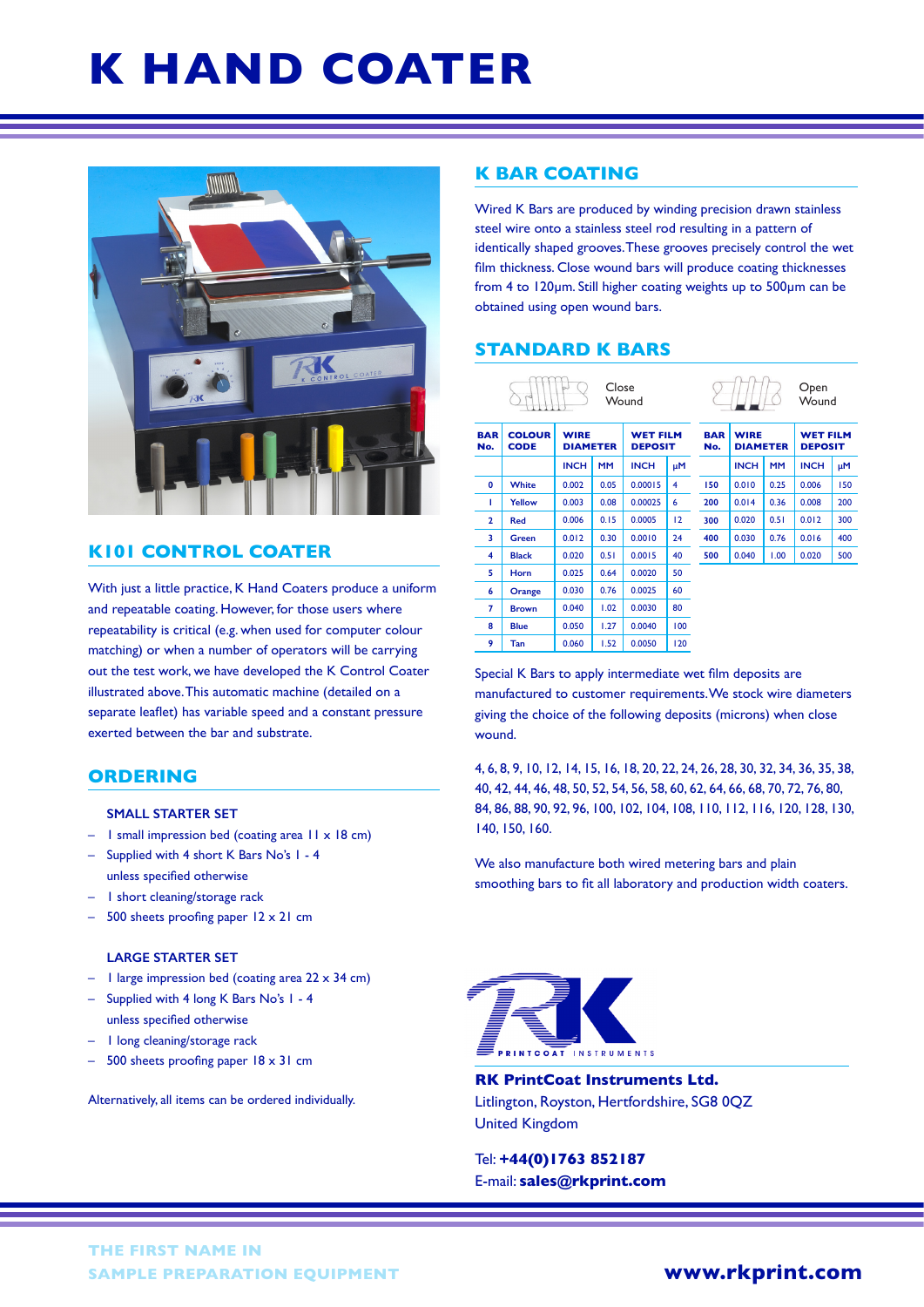# K HAND COATER

## K101 CONTROL COATER

With just a little practice, K Hand Coaters produce a uniform and repeatable coating. However, for those users where repeatability is critical (e.g. when used for computer colour matching) or when a number of operators will be carrying out the test work, we have developed the K Control Coater illustrated above. This automatic machine (detailed on a separate leaflet) has variable speed and a constant pressure exerted between the bar and substrate.

## ORDERING

### SMALL STARTER SET

- 1 small impression bed (coating area 11 x 18 cm)
- Supplied with 4 short K Bars No's 1 - 4 unless specified otherwise
- 1 short cleaning/storage rack
- 500 sheets proofing paper 12 x 21 cm

### LARGE STARTER SET

- 1 large impression bed (coating area 22 x 34 cm)
- Supplied with 4 long K Bars No's 1 - 4 unless specified otherwise
- 1 long cleaning/storage rack
- 500 sheets proofing paper 18 x 31 cm

Alternatively, all items can be ordered individually.

## K BAR COATING

Wired K Bars are produced by winding precision drawn stainless steel wire onto a stainless steel rod resulting in a pattern of identically shaped grooves. These grooves precisely control the wet film thickness. Close wound bars will produce coating thicknesses from 4 to 120μm. Still higher coating weights up to 500μm can be obtained using open wound bars.

## STANDARD K BARS

Close Wound

| BAR No. | COLOUR CODE | WIRE DIAMETER | | WET FILM DEPOSIT | |
|---|---|---|---|---|---|
| | | INCH | MM | INCH | μM |
| 0 | White | 0.002 | 0.05 | 0.00015 | 4 |
| 1 | Yellow | 0.003 | 0.08 | 0.00025 | 6 |
| 2 | Red | 0.006 | 0.15 | 0.0005 | 12 |
| 3 | Green | 0.012 | 0.30 | 0.0010 | 24 |
| 4 | Black | 0.020 | 0.51 | 0.0015 | 40 |
| 5 | Horn | 0.025 | 0.64 | 0.0020 | 50 |
| 6 | Orange | 0.030 | 0.76 | 0.0025 | 60 |
| 7 | Brown | 0.040 | 1.02 | 0.0030 | 80 |
| 8 | Blue | 0.050 | 1.27 | 0.0040 | 100 |
| 9 | Tan | 0.060 | 1.52 | 0.0050 | 120 |

Open Wound

| BAR No. | WIRE DIAMETER | | WET FILM DEPOSIT | |
|---|---|---|---|---|
| | INCH | MM | INCH | μM |
| 150 | 0.010 | 0.25 | 0.006 | 150 |
| 200 | 0.014 | 0.36 | 0.008 | 200 |
| 300 | 0.020 | 0.51 | 0.012 | 300 |
| 400 | 0.030 | 0.76 | 0.016 | 400 |
| 500 | 0.040 | 1.00 | 0.020 | 500 |

Special K Bars to apply intermediate wet film deposits are manufactured to customer requirements. We stock wire diameters giving the choice of the following deposits (microns) when close wound.

4, 6, 8, 9, 10, 12, 14, 15, 16, 18, 20, 22, 24, 26, 28, 30, 32, 34, 36, 35, 38, 40, 42, 44, 46, 48, 50, 52, 54, 56, 58, 60, 62, 64, 66, 68, 70, 72, 76, 80, 84, 86, 88, 90, 92, 96, 100, 102, 104, 108, 110, 112, 116, 120, 128, 130, 140, 150, 160.

We also manufacture both wired metering bars and plain smoothing bars to fit all laboratory and production width coaters.

**RK PrintCoat Instruments Ltd.**
Litlington, Royston, Hertfordshire, SG8 0QZ
United Kingdom

Tel: **+44(0)1763 852187**
E-mail: **sales@rkprint.com**

THE FIRST NAME IN SAMPLE PREPARATION EQUIPMENT

**www.rkprint.com**